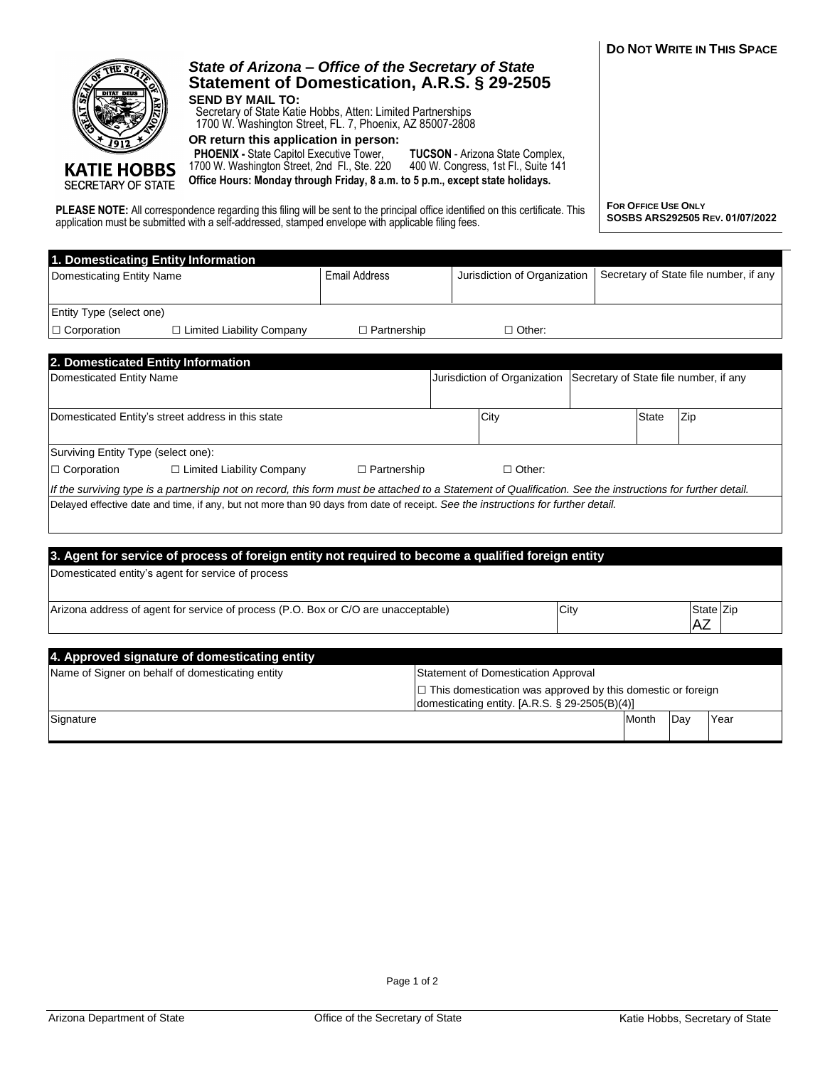**Do Not Write In This Space**

KATIE HOBBS
SECRETARY OF STATE

## *State of Arizona – Office of the Secretary of State*
## Statement of Domestication, A.R.S. § 29-2505

**SEND BY MAIL TO:**
Secretary of State Katie Hobbs, Atten: Limited Partnerships
1700 W. Washington Street, FL. 7, Phoenix, AZ 85007-2808

**OR return this application in person:**

**PHOENIX -** State Capitol Executive Tower, 1700 W. Washington Street, 2nd Fl., Ste. 220

**TUCSON** - Arizona State Complex, 400 W. Congress, 1st Fl., Suite 141

**Office Hours: Monday through Friday, 8 a.m. to 5 p.m., except state holidays.**

**PLEASE NOTE:** All correspondence regarding this filing will be sent to the principal office identified on this certificate. This application must be submitted with a self-addressed, stamped envelope with applicable filing fees.

**For Office Use Only**
**SOSBS ARS292505 Rev. 01/07/2022**

| **1. Domesticating Entity Information** | | | |
|---|---|---|---|
| Domesticating Entity Name | Email Address | Jurisdiction of Organization | Secretary of State file number, if any |
| | | | |
| Entity Type (select one) | | | |
| ☐ Corporation ☐ Limited Liability Company | ☐ Partnership | ☐ Other: | |

| **2. Domesticated Entity Information** | | | | |
|---|---|---|---|---|
| Domesticated Entity Name | Jurisdiction of Organization | Secretary of State file number, if any | | |
| | | | | |
| Domesticated Entity's street address in this state | City | | State | Zip |
| | | | | |
| Surviving Entity Type (select one): | | | | |
| ☐ Corporation ☐ Limited Liability Company ☐ Partnership | ☐ Other: | | | |
| *If the surviving type is a partnership not on record, this form must be attached to a Statement of Qualification. See the instructions for further detail.* | | | | |
| Delayed effective date and time, if any, but not more than 90 days from date of receipt. *See the instructions for further detail.* | | | | |

| **3. Agent for service of process of foreign entity not required to become a qualified foreign entity** | | | |
|---|---|---|---|
| Domesticated entity's agent for service of process | | | |
| | | | |
| Arizona address of agent for service of process (P.O. Box or C/O are unacceptable) | City | State | Zip |
| | | AZ | |

| **4. Approved signature of domesticating entity** | | | | |
|---|---|---|---|---|
| Name of Signer on behalf of domesticating entity | Statement of Domestication Approval | | | |
| | ☐ This domestication was approved by this domestic or foreign domesticating entity. [A.R.S. § 29-2505(B)(4)] | | | |
| Signature | | Month | Day | Year |
| | | | | |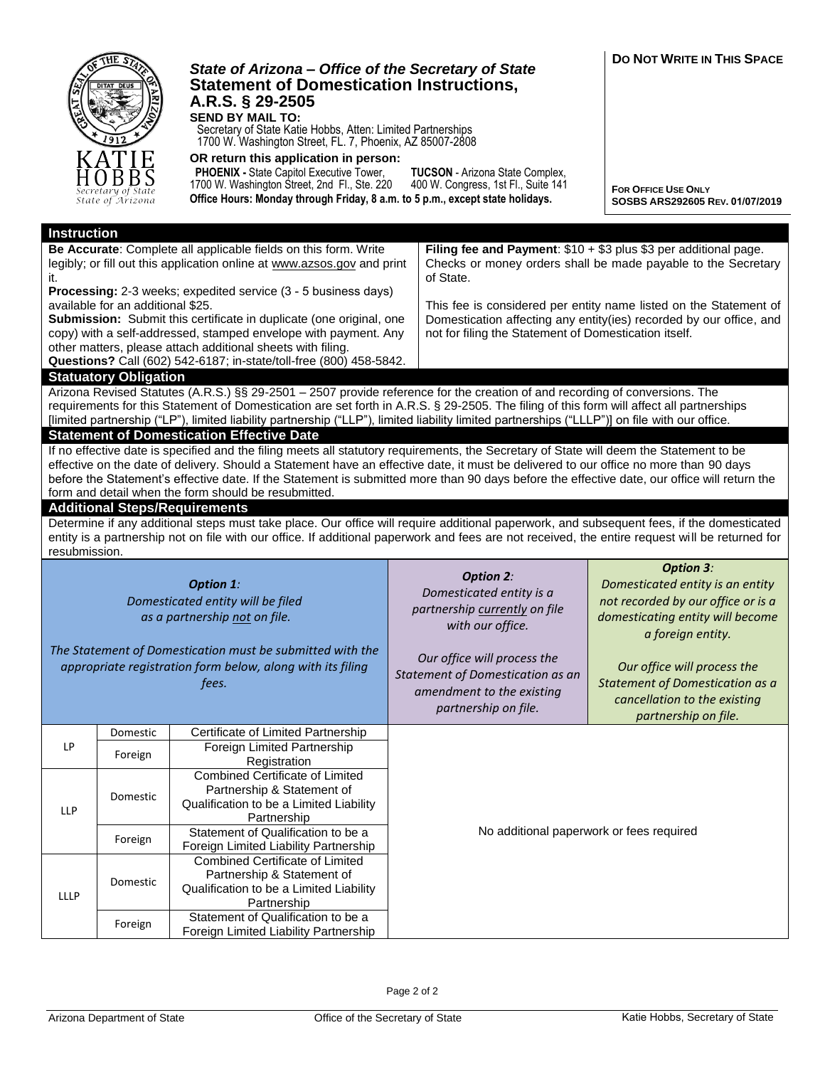KATIE HOBBS
Secretary of State
State of Arizona

# State of Arizona – Office of the Secretary of State
## Statement of Domestication Instructions, A.R.S. § 29-2505

**SEND BY MAIL TO:**
Secretary of State Katie Hobbs, Atten: Limited Partnerships
1700 W. Washington Street, FL. 7, Phoenix, AZ 85007-2808

**OR return this application in person:**
**PHOENIX -** State Capitol Executive Tower, 1700 W. Washington Street, 2nd Fl., Ste. 220
**TUCSON** - Arizona State Complex, 400 W. Congress, 1st Fl., Suite 141
**Office Hours: Monday through Friday, 8 a.m. to 5 p.m., except state holidays.**

**DO NOT WRITE IN THIS SPACE**

**FOR OFFICE USE ONLY**
**SOSBS ARS292605 REV. 01/07/2019**

### Instruction

**Be Accurate**: Complete all applicable fields on this form. Write legibly; or fill out this application online at www.azsos.gov and print it.
**Processing:** 2-3 weeks; expedited service (3 - 5 business days) available for an additional $25.
**Submission:** Submit this certificate in duplicate (one original, one copy) with a self-addressed, stamped envelope with payment. Any other matters, please attach additional sheets with filing.
**Questions?** Call (602) 542-6187; in-state/toll-free (800) 458-5842.

**Filing fee and Payment**: $10 + $3 plus $3 per additional page. Checks or money orders shall be made payable to the Secretary of State.

This fee is considered per entity name listed on the Statement of Domestication affecting any entity(ies) recorded by our office, and not for filing the Statement of Domestication itself.

### Statuatory Obligation

Arizona Revised Statutes (A.R.S.) §§ 29-2501 – 2507 provide reference for the creation of and recording of conversions. The requirements for this Statement of Domestication are set forth in A.R.S. § 29-2505. The filing of this form will affect all partnerships [limited partnership ("LP"), limited liability partnership ("LLP"), limited liability limited partnerships ("LLLP")] on file with our office.

### Statement of Domestication Effective Date

If no effective date is specified and the filing meets all statutory requirements, the Secretary of State will deem the Statement to be effective on the date of delivery. Should a Statement have an effective date, it must be delivered to our office no more than 90 days before the Statement's effective date. If the Statement is submitted more than 90 days before the effective date, our office will return the form and detail when the form should be resubmitted.

### Additional Steps/Requirements

Determine if any additional steps must take place. Our office will require additional paperwork, and subsequent fees, if the domesticated entity is a partnership not on file with our office. If additional paperwork and fees are not received, the entire request will be returned for resubmission.

| | | | | |
|---|---|---|---|---|
| ***Option 1**: Domesticated entity will be filed as a partnership not on file.* *The Statement of Domestication must be submitted with the appropriate registration form below, along with its filing fees.* | | | ***Option 2**: Domesticated entity is a partnership currently on file with our office.* *Our office will process the Statement of Domestication as an amendment to the existing partnership on file.* | ***Option 3**: Domesticated entity is an entity not recorded by our office or is a domesticating entity will become a foreign entity.* *Our office will process the Statement of Domestication as a cancellation to the existing partnership on file.* |
| LP | Domestic | Certificate of Limited Partnership | No additional paperwork or fees required | |
| | Foreign | Foreign Limited Partnership Registration | | |
| LLP | Domestic | Combined Certificate of Limited Partnership & Statement of Qualification to be a Limited Liability Partnership | | |
| | Foreign | Statement of Qualification to be a Foreign Limited Liability Partnership | | |
| LLLP | Domestic | Combined Certificate of Limited Partnership & Statement of Qualification to be a Limited Liability Partnership | | |
| | Foreign | Statement of Qualification to be a Foreign Limited Liability Partnership | | |